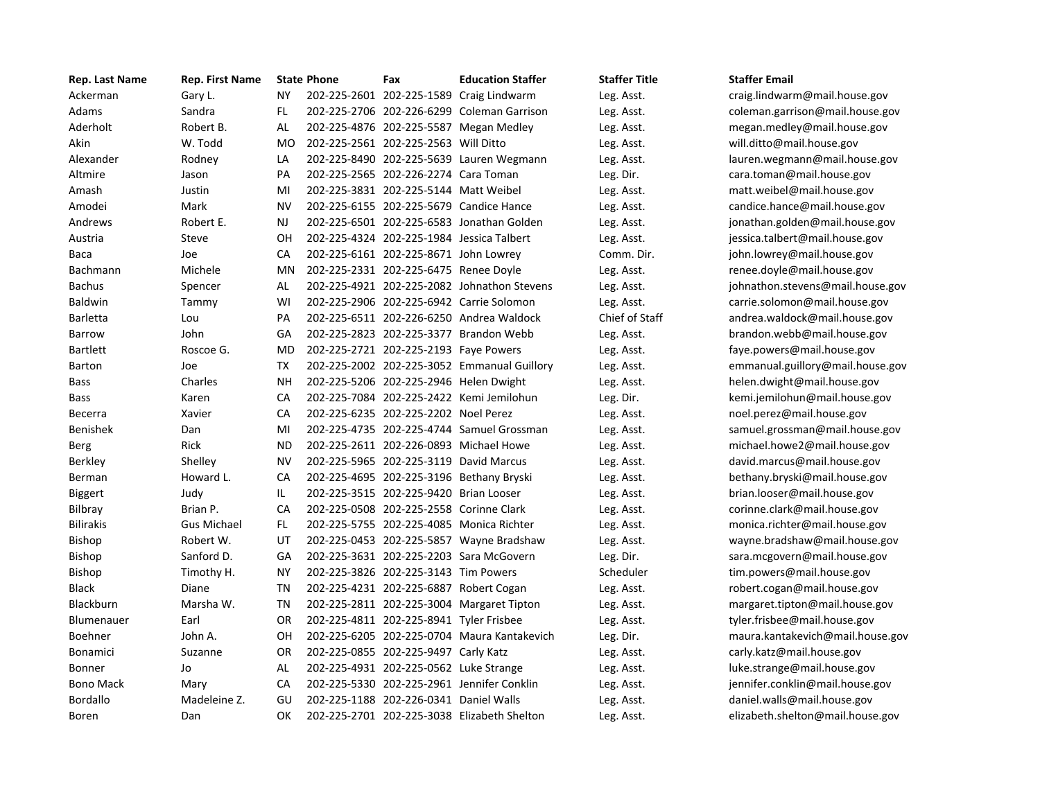| Rep. Last Name | Rep. First Name | State | Phone | Fax | Education Staffer | Staffer Title | Staffer Email |
|---|---|---|---|---|---|---|---|
| Ackerman | Gary L. | NY | 202-225-2601 | 202-225-1589 | Craig Lindwarm | Leg. Asst. | craig.lindwarm@mail.house.gov |
| Adams | Sandra | FL | 202-225-2706 | 202-226-6299 | Coleman Garrison | Leg. Asst. | coleman.garrison@mail.house.gov |
| Aderholt | Robert B. | AL | 202-225-4876 | 202-225-5587 | Megan Medley | Leg. Asst. | megan.medley@mail.house.gov |
| Akin | W. Todd | MO | 202-225-2561 | 202-225-2563 | Will Ditto | Leg. Asst. | will.ditto@mail.house.gov |
| Alexander | Rodney | LA | 202-225-8490 | 202-225-5639 | Lauren Wegmann | Leg. Asst. | lauren.wegmann@mail.house.gov |
| Altmire | Jason | PA | 202-225-2565 | 202-226-2274 | Cara Toman | Leg. Dir. | cara.toman@mail.house.gov |
| Amash | Justin | MI | 202-225-3831 | 202-225-5144 | Matt Weibel | Leg. Asst. | matt.weibel@mail.house.gov |
| Amodei | Mark | NV | 202-225-6155 | 202-225-5679 | Candice Hance | Leg. Asst. | candice.hance@mail.house.gov |
| Andrews | Robert E. | NJ | 202-225-6501 | 202-225-6583 | Jonathan Golden | Leg. Asst. | jonathan.golden@mail.house.gov |
| Austria | Steve | OH | 202-225-4324 | 202-225-1984 | Jessica Talbert | Leg. Asst. | jessica.talbert@mail.house.gov |
| Baca | Joe | CA | 202-225-6161 | 202-225-8671 | John Lowrey | Comm. Dir. | john.lowrey@mail.house.gov |
| Bachmann | Michele | MN | 202-225-2331 | 202-225-6475 | Renee Doyle | Leg. Asst. | renee.doyle@mail.house.gov |
| Bachus | Spencer | AL | 202-225-4921 | 202-225-2082 | Johnathon Stevens | Leg. Asst. | johnathon.stevens@mail.house.gov |
| Baldwin | Tammy | WI | 202-225-2906 | 202-225-6942 | Carrie Solomon | Leg. Asst. | carrie.solomon@mail.house.gov |
| Barletta | Lou | PA | 202-225-6511 | 202-226-6250 | Andrea Waldock | Chief of Staff | andrea.waldock@mail.house.gov |
| Barrow | John | GA | 202-225-2823 | 202-225-3377 | Brandon Webb | Leg. Asst. | brandon.webb@mail.house.gov |
| Bartlett | Roscoe G. | MD | 202-225-2721 | 202-225-2193 | Faye Powers | Leg. Asst. | faye.powers@mail.house.gov |
| Barton | Joe | TX | 202-225-2002 | 202-225-3052 | Emmanual Guillory | Leg. Asst. | emmanual.guillory@mail.house.gov |
| Bass | Charles | NH | 202-225-5206 | 202-225-2946 | Helen Dwight | Leg. Asst. | helen.dwight@mail.house.gov |
| Bass | Karen | CA | 202-225-7084 | 202-225-2422 | Kemi Jemilohun | Leg. Dir. | kemi.jemilohun@mail.house.gov |
| Becerra | Xavier | CA | 202-225-6235 | 202-225-2202 | Noel Perez | Leg. Asst. | noel.perez@mail.house.gov |
| Benishek | Dan | MI | 202-225-4735 | 202-225-4744 | Samuel Grossman | Leg. Asst. | samuel.grossman@mail.house.gov |
| Berg | Rick | ND | 202-225-2611 | 202-226-0893 | Michael Howe | Leg. Asst. | michael.howe2@mail.house.gov |
| Berkley | Shelley | NV | 202-225-5965 | 202-225-3119 | David Marcus | Leg. Asst. | david.marcus@mail.house.gov |
| Berman | Howard L. | CA | 202-225-4695 | 202-225-3196 | Bethany Bryski | Leg. Asst. | bethany.bryski@mail.house.gov |
| Biggert | Judy | IL | 202-225-3515 | 202-225-9420 | Brian Looser | Leg. Asst. | brian.looser@mail.house.gov |
| Bilbray | Brian P. | CA | 202-225-0508 | 202-225-2558 | Corinne Clark | Leg. Asst. | corinne.clark@mail.house.gov |
| Bilirakis | Gus Michael | FL | 202-225-5755 | 202-225-4085 | Monica Richter | Leg. Asst. | monica.richter@mail.house.gov |
| Bishop | Robert W. | UT | 202-225-0453 | 202-225-5857 | Wayne Bradshaw | Leg. Asst. | wayne.bradshaw@mail.house.gov |
| Bishop | Sanford D. | GA | 202-225-3631 | 202-225-2203 | Sara McGovern | Leg. Dir. | sara.mcgovern@mail.house.gov |
| Bishop | Timothy H. | NY | 202-225-3826 | 202-225-3143 | Tim Powers | Scheduler | tim.powers@mail.house.gov |
| Black | Diane | TN | 202-225-4231 | 202-225-6887 | Robert Cogan | Leg. Asst. | robert.cogan@mail.house.gov |
| Blackburn | Marsha W. | TN | 202-225-2811 | 202-225-3004 | Margaret Tipton | Leg. Asst. | margaret.tipton@mail.house.gov |
| Blumenauer | Earl | OR | 202-225-4811 | 202-225-8941 | Tyler Frisbee | Leg. Asst. | tyler.frisbee@mail.house.gov |
| Boehner | John A. | OH | 202-225-6205 | 202-225-0704 | Maura Kantakevich | Leg. Dir. | maura.kantakevich@mail.house.gov |
| Bonamici | Suzanne | OR | 202-225-0855 | 202-225-9497 | Carly Katz | Leg. Asst. | carly.katz@mail.house.gov |
| Bonner | Jo | AL | 202-225-4931 | 202-225-0562 | Luke Strange | Leg. Asst. | luke.strange@mail.house.gov |
| Bono Mack | Mary | CA | 202-225-5330 | 202-225-2961 | Jennifer Conklin | Leg. Asst. | jennifer.conklin@mail.house.gov |
| Bordallo | Madeleine Z. | GU | 202-225-1188 | 202-226-0341 | Daniel Walls | Leg. Asst. | daniel.walls@mail.house.gov |
| Boren | Dan | OK | 202-225-2701 | 202-225-3038 | Elizabeth Shelton | Leg. Asst. | elizabeth.shelton@mail.house.gov |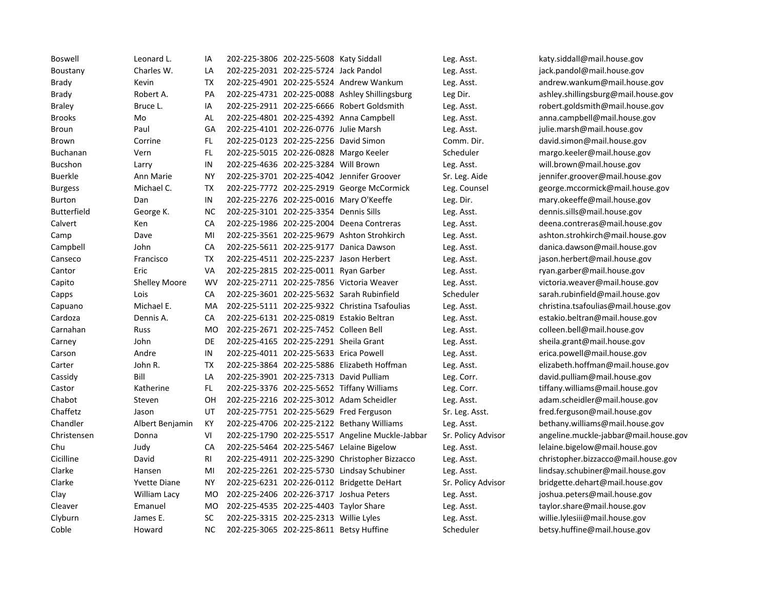| Boswell | Leonard L. | IA | 202-225-3806 | 202-225-5608 | Katy Siddall | Leg. Asst. | katy.siddall@mail.house.gov |
|---|---|---|---|---|---|---|---|
| Boustany | Charles W. | LA | 202-225-2031 | 202-225-5724 | Jack Pandol | Leg. Asst. | jack.pandol@mail.house.gov |
| Brady | Kevin | TX | 202-225-4901 | 202-225-5524 | Andrew Wankum | Leg. Asst. | andrew.wankum@mail.house.gov |
| Brady | Robert A. | PA | 202-225-4731 | 202-225-0088 | Ashley Shillingsburg | Leg Dir. | ashley.shillingsburg@mail.house.gov |
| Braley | Bruce L. | IA | 202-225-2911 | 202-225-6666 | Robert Goldsmith | Leg. Asst. | robert.goldsmith@mail.house.gov |
| Brooks | Mo | AL | 202-225-4801 | 202-225-4392 | Anna Campbell | Leg. Asst. | anna.campbell@mail.house.gov |
| Broun | Paul | GA | 202-225-4101 | 202-226-0776 | Julie Marsh | Leg. Asst. | julie.marsh@mail.house.gov |
| Brown | Corrine | FL | 202-225-0123 | 202-225-2256 | David Simon | Comm. Dir. | david.simon@mail.house.gov |
| Buchanan | Vern | FL | 202-225-5015 | 202-226-0828 | Margo Keeler | Scheduler | margo.keeler@mail.house.gov |
| Bucshon | Larry | IN | 202-225-4636 | 202-225-3284 | Will Brown | Leg. Asst. | will.brown@mail.house.gov |
| Buerkle | Ann Marie | NY | 202-225-3701 | 202-225-4042 | Jennifer Groover | Sr. Leg. Aide | jennifer.groover@mail.house.gov |
| Burgess | Michael C. | TX | 202-225-7772 | 202-225-2919 | George McCormick | Leg. Counsel | george.mccormick@mail.house.gov |
| Burton | Dan | IN | 202-225-2276 | 202-225-0016 | Mary O'Keeffe | Leg. Dir. | mary.okeeffe@mail.house.gov |
| Butterfield | George K. | NC | 202-225-3101 | 202-225-3354 | Dennis Sills | Leg. Asst. | dennis.sills@mail.house.gov |
| Calvert | Ken | CA | 202-225-1986 | 202-225-2004 | Deena Contreras | Leg. Asst. | deena.contreras@mail.house.gov |
| Camp | Dave | MI | 202-225-3561 | 202-225-9679 | Ashton Strohkirch | Leg. Asst. | ashton.strohkirch@mail.house.gov |
| Campbell | John | CA | 202-225-5611 | 202-225-9177 | Danica Dawson | Leg. Asst. | danica.dawson@mail.house.gov |
| Canseco | Francisco | TX | 202-225-4511 | 202-225-2237 | Jason Herbert | Leg. Asst. | jason.herbert@mail.house.gov |
| Cantor | Eric | VA | 202-225-2815 | 202-225-0011 | Ryan Garber | Leg. Asst. | ryan.garber@mail.house.gov |
| Capito | Shelley Moore | WV | 202-225-2711 | 202-225-7856 | Victoria Weaver | Leg. Asst. | victoria.weaver@mail.house.gov |
| Capps | Lois | CA | 202-225-3601 | 202-225-5632 | Sarah Rubinfield | Scheduler | sarah.rubinfield@mail.house.gov |
| Capuano | Michael E. | MA | 202-225-5111 | 202-225-9322 | Christina Tsafoulias | Leg. Asst. | christina.tsafoulias@mail.house.gov |
| Cardoza | Dennis A. | CA | 202-225-6131 | 202-225-0819 | Estakio Beltran | Leg. Asst. | estakio.beltran@mail.house.gov |
| Carnahan | Russ | MO | 202-225-2671 | 202-225-7452 | Colleen Bell | Leg. Asst. | colleen.bell@mail.house.gov |
| Carney | John | DE | 202-225-4165 | 202-225-2291 | Sheila Grant | Leg. Asst. | sheila.grant@mail.house.gov |
| Carson | Andre | IN | 202-225-4011 | 202-225-5633 | Erica Powell | Leg. Asst. | erica.powell@mail.house.gov |
| Carter | John R. | TX | 202-225-3864 | 202-225-5886 | Elizabeth Hoffman | Leg. Asst. | elizabeth.hoffman@mail.house.gov |
| Cassidy | Bill | LA | 202-225-3901 | 202-225-7313 | David Pulliam | Leg. Corr. | david.pulliam@mail.house.gov |
| Castor | Katherine | FL | 202-225-3376 | 202-225-5652 | Tiffany Williams | Leg. Corr. | tiffany.williams@mail.house.gov |
| Chabot | Steven | OH | 202-225-2216 | 202-225-3012 | Adam Scheidler | Leg. Asst. | adam.scheidler@mail.house.gov |
| Chaffetz | Jason | UT | 202-225-7751 | 202-225-5629 | Fred Ferguson | Sr. Leg. Asst. | fred.ferguson@mail.house.gov |
| Chandler | Albert Benjamin | KY | 202-225-4706 | 202-225-2122 | Bethany Williams | Leg. Asst. | bethany.williams@mail.house.gov |
| Christensen | Donna | VI | 202-225-1790 | 202-225-5517 | Angeline Muckle-Jabbar | Sr. Policy Advisor | angeline.muckle-jabbar@mail.house.gov |
| Chu | Judy | CA | 202-225-5464 | 202-225-5467 | Lelaine Bigelow | Leg. Asst. | lelaine.bigelow@mail.house.gov |
| Cicilline | David | RI | 202-225-4911 | 202-225-3290 | Christopher Bizzacco | Leg. Asst. | christopher.bizzacco@mail.house.gov |
| Clarke | Hansen | MI | 202-225-2261 | 202-225-5730 | Lindsay Schubiner | Leg. Asst. | lindsay.schubiner@mail.house.gov |
| Clarke | Yvette Diane | NY | 202-225-6231 | 202-226-0112 | Bridgette DeHart | Sr. Policy Advisor | bridgette.dehart@mail.house.gov |
| Clay | William Lacy | MO | 202-225-2406 | 202-226-3717 | Joshua Peters | Leg. Asst. | joshua.peters@mail.house.gov |
| Cleaver | Emanuel | MO | 202-225-4535 | 202-225-4403 | Taylor Share | Leg. Asst. | taylor.share@mail.house.gov |
| Clyburn | James E. | SC | 202-225-3315 | 202-225-2313 | Willie Lyles | Leg. Asst. | willie.lylesiii@mail.house.gov |
| Coble | Howard | NC | 202-225-3065 | 202-225-8611 | Betsy Huffine | Scheduler | betsy.huffine@mail.house.gov |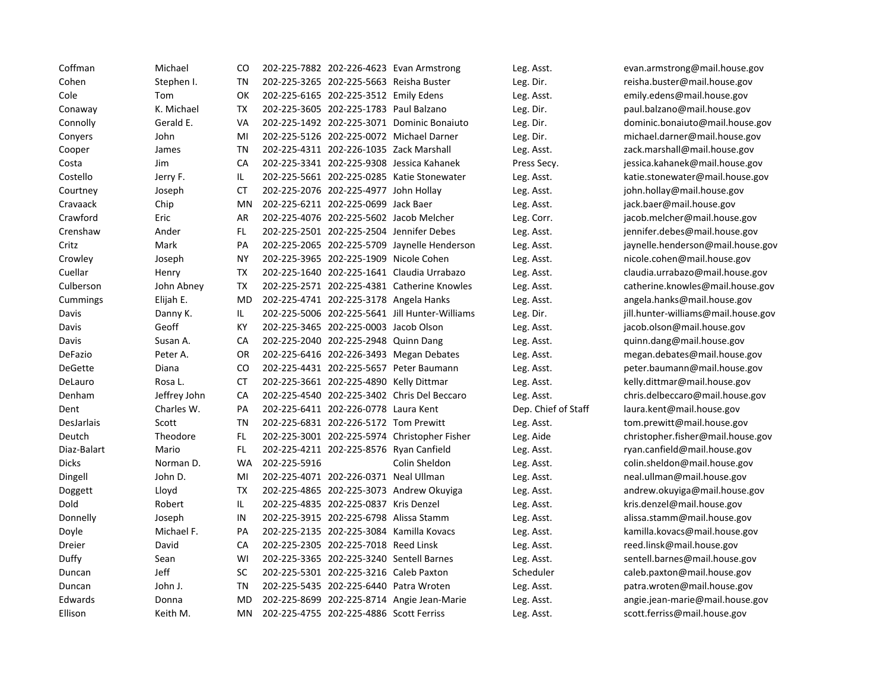| | | | | | | | |
|---|---|---|---|---|---|---|---|
| Coffman | Michael | CO | 202-225-7882 | 202-226-4623 | Evan Armstrong | Leg. Asst. | evan.armstrong@mail.house.gov |
| Cohen | Stephen I. | TN | 202-225-3265 | 202-225-5663 | Reisha Buster | Leg. Dir. | reisha.buster@mail.house.gov |
| Cole | Tom | OK | 202-225-6165 | 202-225-3512 | Emily Edens | Leg. Asst. | emily.edens@mail.house.gov |
| Conaway | K. Michael | TX | 202-225-3605 | 202-225-1783 | Paul Balzano | Leg. Dir. | paul.balzano@mail.house.gov |
| Connolly | Gerald E. | VA | 202-225-1492 | 202-225-3071 | Dominic Bonaiuto | Leg. Dir. | dominic.bonaiuto@mail.house.gov |
| Conyers | John | MI | 202-225-5126 | 202-225-0072 | Michael Darner | Leg. Dir. | michael.darner@mail.house.gov |
| Cooper | James | TN | 202-225-4311 | 202-226-1035 | Zack Marshall | Leg. Asst. | zack.marshall@mail.house.gov |
| Costa | Jim | CA | 202-225-3341 | 202-225-9308 | Jessica Kahanek | Press Secy. | jessica.kahanek@mail.house.gov |
| Costello | Jerry F. | IL | 202-225-5661 | 202-225-0285 | Katie Stonewater | Leg. Asst. | katie.stonewater@mail.house.gov |
| Courtney | Joseph | CT | 202-225-2076 | 202-225-4977 | John Hollay | Leg. Asst. | john.hollay@mail.house.gov |
| Cravaack | Chip | MN | 202-225-6211 | 202-225-0699 | Jack Baer | Leg. Asst. | jack.baer@mail.house.gov |
| Crawford | Eric | AR | 202-225-4076 | 202-225-5602 | Jacob Melcher | Leg. Corr. | jacob.melcher@mail.house.gov |
| Crenshaw | Ander | FL | 202-225-2501 | 202-225-2504 | Jennifer Debes | Leg. Asst. | jennifer.debes@mail.house.gov |
| Critz | Mark | PA | 202-225-2065 | 202-225-5709 | Jaynelle Henderson | Leg. Asst. | jaynelle.henderson@mail.house.gov |
| Crowley | Joseph | NY | 202-225-3965 | 202-225-1909 | Nicole Cohen | Leg. Asst. | nicole.cohen@mail.house.gov |
| Cuellar | Henry | TX | 202-225-1640 | 202-225-1641 | Claudia Urrabazo | Leg. Asst. | claudia.urrabazo@mail.house.gov |
| Culberson | John Abney | TX | 202-225-2571 | 202-225-4381 | Catherine Knowles | Leg. Asst. | catherine.knowles@mail.house.gov |
| Cummings | Elijah E. | MD | 202-225-4741 | 202-225-3178 | Angela Hanks | Leg. Asst. | angela.hanks@mail.house.gov |
| Davis | Danny K. | IL | 202-225-5006 | 202-225-5641 | Jill Hunter-Williams | Leg. Dir. | jill.hunter-williams@mail.house.gov |
| Davis | Geoff | KY | 202-225-3465 | 202-225-0003 | Jacob Olson | Leg. Asst. | jacob.olson@mail.house.gov |
| Davis | Susan A. | CA | 202-225-2040 | 202-225-2948 | Quinn Dang | Leg. Asst. | quinn.dang@mail.house.gov |
| DeFazio | Peter A. | OR | 202-225-6416 | 202-226-3493 | Megan Debates | Leg. Asst. | megan.debates@mail.house.gov |
| DeGette | Diana | CO | 202-225-4431 | 202-225-5657 | Peter Baumann | Leg. Asst. | peter.baumann@mail.house.gov |
| DeLauro | Rosa L. | CT | 202-225-3661 | 202-225-4890 | Kelly Dittmar | Leg. Asst. | kelly.dittmar@mail.house.gov |
| Denham | Jeffrey John | CA | 202-225-4540 | 202-225-3402 | Chris Del Beccaro | Leg. Asst. | chris.delbeccaro@mail.house.gov |
| Dent | Charles W. | PA | 202-225-6411 | 202-226-0778 | Laura Kent | Dep. Chief of Staff | laura.kent@mail.house.gov |
| DesJarlais | Scott | TN | 202-225-6831 | 202-226-5172 | Tom Prewitt | Leg. Asst. | tom.prewitt@mail.house.gov |
| Deutch | Theodore | FL | 202-225-3001 | 202-225-5974 | Christopher Fisher | Leg. Aide | christopher.fisher@mail.house.gov |
| Diaz-Balart | Mario | FL | 202-225-4211 | 202-225-8576 | Ryan Canfield | Leg. Asst. | ryan.canfield@mail.house.gov |
| Dicks | Norman D. | WA | 202-225-5916 | | Colin Sheldon | Leg. Asst. | colin.sheldon@mail.house.gov |
| Dingell | John D. | MI | 202-225-4071 | 202-226-0371 | Neal Ullman | Leg. Asst. | neal.ullman@mail.house.gov |
| Doggett | Lloyd | TX | 202-225-4865 | 202-225-3073 | Andrew Okuyiga | Leg. Asst. | andrew.okuyiga@mail.house.gov |
| Dold | Robert | IL | 202-225-4835 | 202-225-0837 | Kris Denzel | Leg. Asst. | kris.denzel@mail.house.gov |
| Donnelly | Joseph | IN | 202-225-3915 | 202-225-6798 | Alissa Stamm | Leg. Asst. | alissa.stamm@mail.house.gov |
| Doyle | Michael F. | PA | 202-225-2135 | 202-225-3084 | Kamilla Kovacs | Leg. Asst. | kamilla.kovacs@mail.house.gov |
| Dreier | David | CA | 202-225-2305 | 202-225-7018 | Reed Linsk | Leg. Asst. | reed.linsk@mail.house.gov |
| Duffy | Sean | WI | 202-225-3365 | 202-225-3240 | Sentell Barnes | Leg. Asst. | sentell.barnes@mail.house.gov |
| Duncan | Jeff | SC | 202-225-5301 | 202-225-3216 | Caleb Paxton | Scheduler | caleb.paxton@mail.house.gov |
| Duncan | John J. | TN | 202-225-5435 | 202-225-6440 | Patra Wroten | Leg. Asst. | patra.wroten@mail.house.gov |
| Edwards | Donna | MD | 202-225-8699 | 202-225-8714 | Angie Jean-Marie | Leg. Asst. | angie.jean-marie@mail.house.gov |
| Ellison | Keith M. | MN | 202-225-4755 | 202-225-4886 | Scott Ferriss | Leg. Asst. | scott.ferriss@mail.house.gov |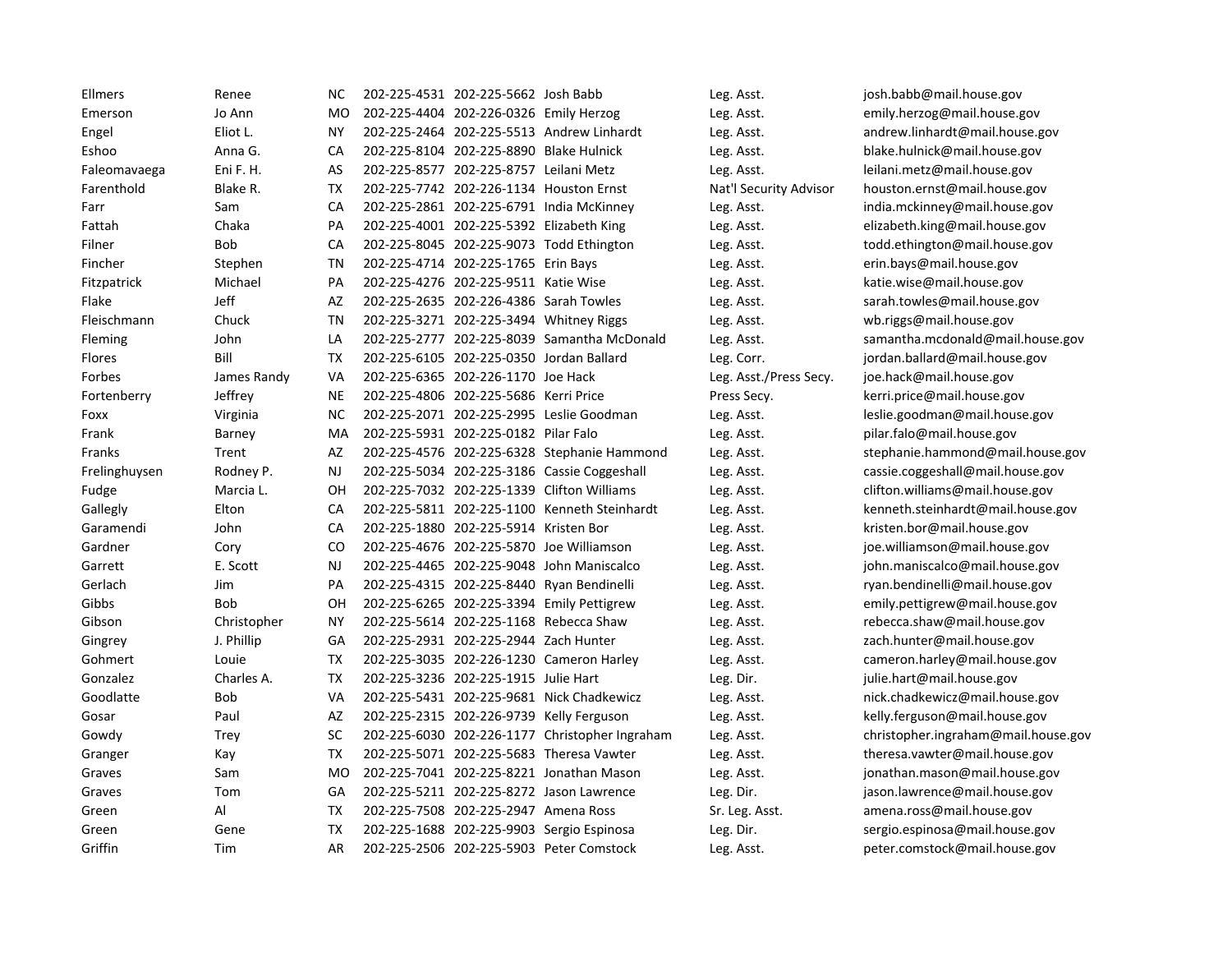| | | | | | | | |
|---|---|---|---|---|---|---|---|
| Ellmers | Renee | NC | 202-225-4531 | 202-225-5662 | Josh Babb | Leg. Asst. | josh.babb@mail.house.gov |
| Emerson | Jo Ann | MO | 202-225-4404 | 202-226-0326 | Emily Herzog | Leg. Asst. | emily.herzog@mail.house.gov |
| Engel | Eliot L. | NY | 202-225-2464 | 202-225-5513 | Andrew Linhardt | Leg. Asst. | andrew.linhardt@mail.house.gov |
| Eshoo | Anna G. | CA | 202-225-8104 | 202-225-8890 | Blake Hulnick | Leg. Asst. | blake.hulnick@mail.house.gov |
| Faleomavaega | Eni F. H. | AS | 202-225-8577 | 202-225-8757 | Leilani Metz | Leg. Asst. | leilani.metz@mail.house.gov |
| Farenthold | Blake R. | TX | 202-225-7742 | 202-226-1134 | Houston Ernst | Nat'l Security Advisor | houston.ernst@mail.house.gov |
| Farr | Sam | CA | 202-225-2861 | 202-225-6791 | India McKinney | Leg. Asst. | india.mckinney@mail.house.gov |
| Fattah | Chaka | PA | 202-225-4001 | 202-225-5392 | Elizabeth King | Leg. Asst. | elizabeth.king@mail.house.gov |
| Filner | Bob | CA | 202-225-8045 | 202-225-9073 | Todd Ethington | Leg. Asst. | todd.ethington@mail.house.gov |
| Fincher | Stephen | TN | 202-225-4714 | 202-225-1765 | Erin Bays | Leg. Asst. | erin.bays@mail.house.gov |
| Fitzpatrick | Michael | PA | 202-225-4276 | 202-225-9511 | Katie Wise | Leg. Asst. | katie.wise@mail.house.gov |
| Flake | Jeff | AZ | 202-225-2635 | 202-226-4386 | Sarah Towles | Leg. Asst. | sarah.towles@mail.house.gov |
| Fleischmann | Chuck | TN | 202-225-3271 | 202-225-3494 | Whitney Riggs | Leg. Asst. | wb.riggs@mail.house.gov |
| Fleming | John | LA | 202-225-2777 | 202-225-8039 | Samantha McDonald | Leg. Asst. | samantha.mcdonald@mail.house.gov |
| Flores | Bill | TX | 202-225-6105 | 202-225-0350 | Jordan Ballard | Leg. Corr. | jordan.ballard@mail.house.gov |
| Forbes | James Randy | VA | 202-225-6365 | 202-226-1170 | Joe Hack | Leg. Asst./Press Secy. | joe.hack@mail.house.gov |
| Fortenberry | Jeffrey | NE | 202-225-4806 | 202-225-5686 | Kerri Price | Press Secy. | kerri.price@mail.house.gov |
| Foxx | Virginia | NC | 202-225-2071 | 202-225-2995 | Leslie Goodman | Leg. Asst. | leslie.goodman@mail.house.gov |
| Frank | Barney | MA | 202-225-5931 | 202-225-0182 | Pilar Falo | Leg. Asst. | pilar.falo@mail.house.gov |
| Franks | Trent | AZ | 202-225-4576 | 202-225-6328 | Stephanie Hammond | Leg. Asst. | stephanie.hammond@mail.house.gov |
| Frelinghuysen | Rodney P. | NJ | 202-225-5034 | 202-225-3186 | Cassie Coggeshall | Leg. Asst. | cassie.coggeshall@mail.house.gov |
| Fudge | Marcia L. | OH | 202-225-7032 | 202-225-1339 | Clifton Williams | Leg. Asst. | clifton.williams@mail.house.gov |
| Gallegly | Elton | CA | 202-225-5811 | 202-225-1100 | Kenneth Steinhardt | Leg. Asst. | kenneth.steinhardt@mail.house.gov |
| Garamendi | John | CA | 202-225-1880 | 202-225-5914 | Kristen Bor | Leg. Asst. | kristen.bor@mail.house.gov |
| Gardner | Cory | CO | 202-225-4676 | 202-225-5870 | Joe Williamson | Leg. Asst. | joe.williamson@mail.house.gov |
| Garrett | E. Scott | NJ | 202-225-4465 | 202-225-9048 | John Maniscalco | Leg. Asst. | john.maniscalco@mail.house.gov |
| Gerlach | Jim | PA | 202-225-4315 | 202-225-8440 | Ryan Bendinelli | Leg. Asst. | ryan.bendinelli@mail.house.gov |
| Gibbs | Bob | OH | 202-225-6265 | 202-225-3394 | Emily Pettigrew | Leg. Asst. | emily.pettigrew@mail.house.gov |
| Gibson | Christopher | NY | 202-225-5614 | 202-225-1168 | Rebecca Shaw | Leg. Asst. | rebecca.shaw@mail.house.gov |
| Gingrey | J. Phillip | GA | 202-225-2931 | 202-225-2944 | Zach Hunter | Leg. Asst. | zach.hunter@mail.house.gov |
| Gohmert | Louie | TX | 202-225-3035 | 202-226-1230 | Cameron Harley | Leg. Asst. | cameron.harley@mail.house.gov |
| Gonzalez | Charles A. | TX | 202-225-3236 | 202-225-1915 | Julie Hart | Leg. Dir. | julie.hart@mail.house.gov |
| Goodlatte | Bob | VA | 202-225-5431 | 202-225-9681 | Nick Chadkewicz | Leg. Asst. | nick.chadkewicz@mail.house.gov |
| Gosar | Paul | AZ | 202-225-2315 | 202-226-9739 | Kelly Ferguson | Leg. Asst. | kelly.ferguson@mail.house.gov |
| Gowdy | Trey | SC | 202-225-6030 | 202-226-1177 | Christopher Ingraham | Leg. Asst. | christopher.ingraham@mail.house.gov |
| Granger | Kay | TX | 202-225-5071 | 202-225-5683 | Theresa Vawter | Leg. Asst. | theresa.vawter@mail.house.gov |
| Graves | Sam | MO | 202-225-7041 | 202-225-8221 | Jonathan Mason | Leg. Asst. | jonathan.mason@mail.house.gov |
| Graves | Tom | GA | 202-225-5211 | 202-225-8272 | Jason Lawrence | Leg. Dir. | jason.lawrence@mail.house.gov |
| Green | Al | TX | 202-225-7508 | 202-225-2947 | Amena Ross | Sr. Leg. Asst. | amena.ross@mail.house.gov |
| Green | Gene | TX | 202-225-1688 | 202-225-9903 | Sergio Espinosa | Leg. Dir. | sergio.espinosa@mail.house.gov |
| Griffin | Tim | AR | 202-225-2506 | 202-225-5903 | Peter Comstock | Leg. Asst. | peter.comstock@mail.house.gov |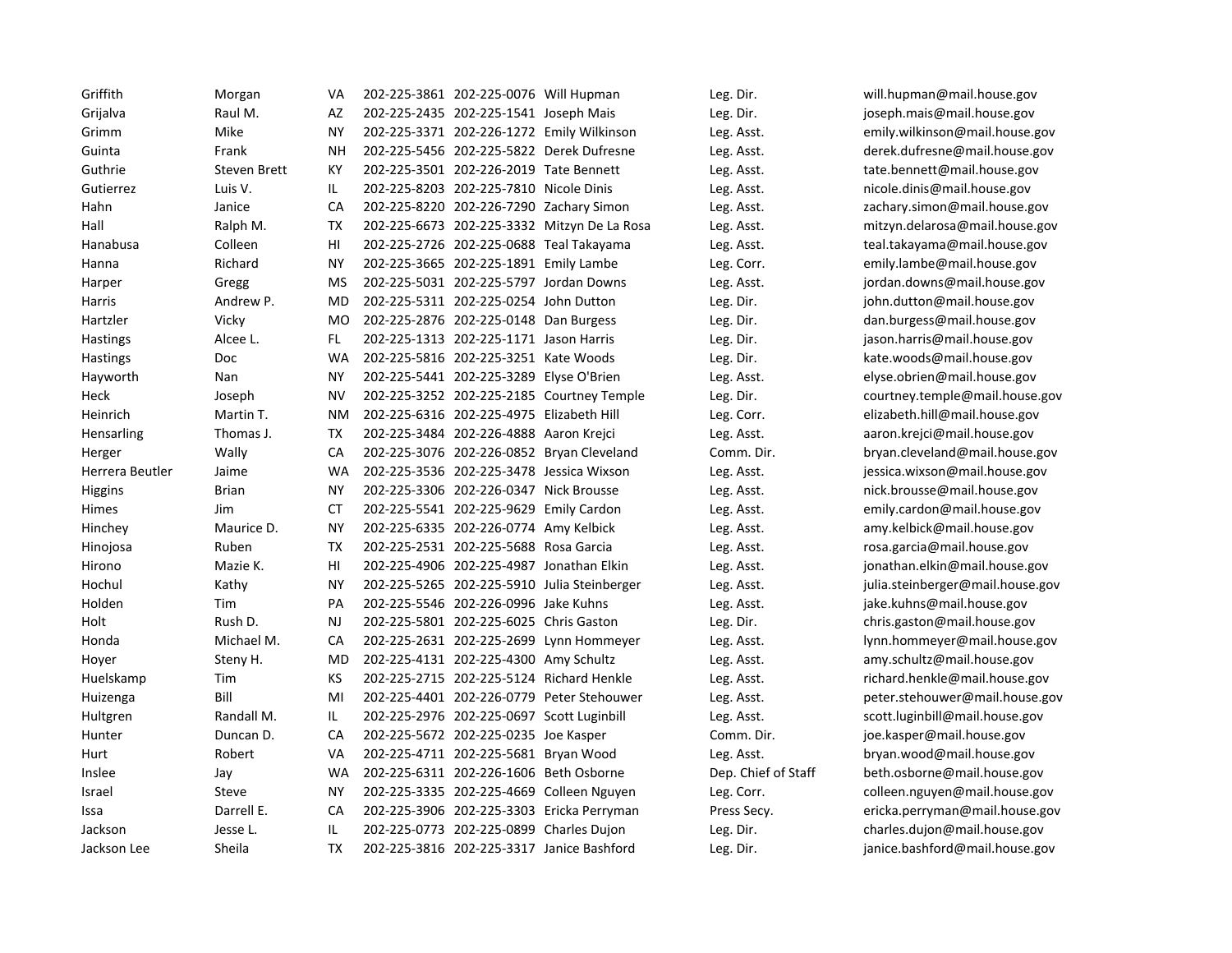| | | | | | | | |
|---|---|---|---|---|---|---|---|
| Griffith | Morgan | VA | 202-225-3861 | 202-225-0076 | Will Hupman | Leg. Dir. | will.hupman@mail.house.gov |
| Grijalva | Raul M. | AZ | 202-225-2435 | 202-225-1541 | Joseph Mais | Leg. Dir. | joseph.mais@mail.house.gov |
| Grimm | Mike | NY | 202-225-3371 | 202-226-1272 | Emily Wilkinson | Leg. Asst. | emily.wilkinson@mail.house.gov |
| Guinta | Frank | NH | 202-225-5456 | 202-225-5822 | Derek Dufresne | Leg. Asst. | derek.dufresne@mail.house.gov |
| Guthrie | Steven Brett | KY | 202-225-3501 | 202-226-2019 | Tate Bennett | Leg. Asst. | tate.bennett@mail.house.gov |
| Gutierrez | Luis V. | IL | 202-225-8203 | 202-225-7810 | Nicole Dinis | Leg. Asst. | nicole.dinis@mail.house.gov |
| Hahn | Janice | CA | 202-225-8220 | 202-226-7290 | Zachary Simon | Leg. Asst. | zachary.simon@mail.house.gov |
| Hall | Ralph M. | TX | 202-225-6673 | 202-225-3332 | Mitzyn De La Rosa | Leg. Asst. | mitzyn.delarosa@mail.house.gov |
| Hanabusa | Colleen | HI | 202-225-2726 | 202-225-0688 | Teal Takayama | Leg. Asst. | teal.takayama@mail.house.gov |
| Hanna | Richard | NY | 202-225-3665 | 202-225-1891 | Emily Lambe | Leg. Corr. | emily.lambe@mail.house.gov |
| Harper | Gregg | MS | 202-225-5031 | 202-225-5797 | Jordan Downs | Leg. Asst. | jordan.downs@mail.house.gov |
| Harris | Andrew P. | MD | 202-225-5311 | 202-225-0254 | John Dutton | Leg. Dir. | john.dutton@mail.house.gov |
| Hartzler | Vicky | MO | 202-225-2876 | 202-225-0148 | Dan Burgess | Leg. Dir. | dan.burgess@mail.house.gov |
| Hastings | Alcee L. | FL | 202-225-1313 | 202-225-1171 | Jason Harris | Leg. Dir. | jason.harris@mail.house.gov |
| Hastings | Doc | WA | 202-225-5816 | 202-225-3251 | Kate Woods | Leg. Dir. | kate.woods@mail.house.gov |
| Hayworth | Nan | NY | 202-225-5441 | 202-225-3289 | Elyse O'Brien | Leg. Asst. | elyse.obrien@mail.house.gov |
| Heck | Joseph | NV | 202-225-3252 | 202-225-2185 | Courtney Temple | Leg. Dir. | courtney.temple@mail.house.gov |
| Heinrich | Martin T. | NM | 202-225-6316 | 202-225-4975 | Elizabeth Hill | Leg. Corr. | elizabeth.hill@mail.house.gov |
| Hensarling | Thomas J. | TX | 202-225-3484 | 202-226-4888 | Aaron Krejci | Leg. Asst. | aaron.krejci@mail.house.gov |
| Herger | Wally | CA | 202-225-3076 | 202-226-0852 | Bryan Cleveland | Comm. Dir. | bryan.cleveland@mail.house.gov |
| Herrera Beutler | Jaime | WA | 202-225-3536 | 202-225-3478 | Jessica Wixson | Leg. Asst. | jessica.wixson@mail.house.gov |
| Higgins | Brian | NY | 202-225-3306 | 202-226-0347 | Nick Brousse | Leg. Asst. | nick.brousse@mail.house.gov |
| Himes | Jim | CT | 202-225-5541 | 202-225-9629 | Emily Cardon | Leg. Asst. | emily.cardon@mail.house.gov |
| Hinchey | Maurice D. | NY | 202-225-6335 | 202-226-0774 | Amy Kelbick | Leg. Asst. | amy.kelbick@mail.house.gov |
| Hinojosa | Ruben | TX | 202-225-2531 | 202-225-5688 | Rosa Garcia | Leg. Asst. | rosa.garcia@mail.house.gov |
| Hirono | Mazie K. | HI | 202-225-4906 | 202-225-4987 | Jonathan Elkin | Leg. Asst. | jonathan.elkin@mail.house.gov |
| Hochul | Kathy | NY | 202-225-5265 | 202-225-5910 | Julia Steinberger | Leg. Asst. | julia.steinberger@mail.house.gov |
| Holden | Tim | PA | 202-225-5546 | 202-226-0996 | Jake Kuhns | Leg. Asst. | jake.kuhns@mail.house.gov |
| Holt | Rush D. | NJ | 202-225-5801 | 202-225-6025 | Chris Gaston | Leg. Dir. | chris.gaston@mail.house.gov |
| Honda | Michael M. | CA | 202-225-2631 | 202-225-2699 | Lynn Hommeyer | Leg. Asst. | lynn.hommeyer@mail.house.gov |
| Hoyer | Steny H. | MD | 202-225-4131 | 202-225-4300 | Amy Schultz | Leg. Asst. | amy.schultz@mail.house.gov |
| Huelskamp | Tim | KS | 202-225-2715 | 202-225-5124 | Richard Henkle | Leg. Asst. | richard.henkle@mail.house.gov |
| Huizenga | Bill | MI | 202-225-4401 | 202-226-0779 | Peter Stehouwer | Leg. Asst. | peter.stehouwer@mail.house.gov |
| Hultgren | Randall M. | IL | 202-225-2976 | 202-225-0697 | Scott Luginbill | Leg. Asst. | scott.luginbill@mail.house.gov |
| Hunter | Duncan D. | CA | 202-225-5672 | 202-225-0235 | Joe Kasper | Comm. Dir. | joe.kasper@mail.house.gov |
| Hurt | Robert | VA | 202-225-4711 | 202-225-5681 | Bryan Wood | Leg. Asst. | bryan.wood@mail.house.gov |
| Inslee | Jay | WA | 202-225-6311 | 202-226-1606 | Beth Osborne | Dep. Chief of Staff | beth.osborne@mail.house.gov |
| Israel | Steve | NY | 202-225-3335 | 202-225-4669 | Colleen Nguyen | Leg. Corr. | colleen.nguyen@mail.house.gov |
| Issa | Darrell E. | CA | 202-225-3906 | 202-225-3303 | Ericka Perryman | Press Secy. | ericka.perryman@mail.house.gov |
| Jackson | Jesse L. | IL | 202-225-0773 | 202-225-0899 | Charles Dujon | Leg. Dir. | charles.dujon@mail.house.gov |
| Jackson Lee | Sheila | TX | 202-225-3816 | 202-225-3317 | Janice Bashford | Leg. Dir. | janice.bashford@mail.house.gov |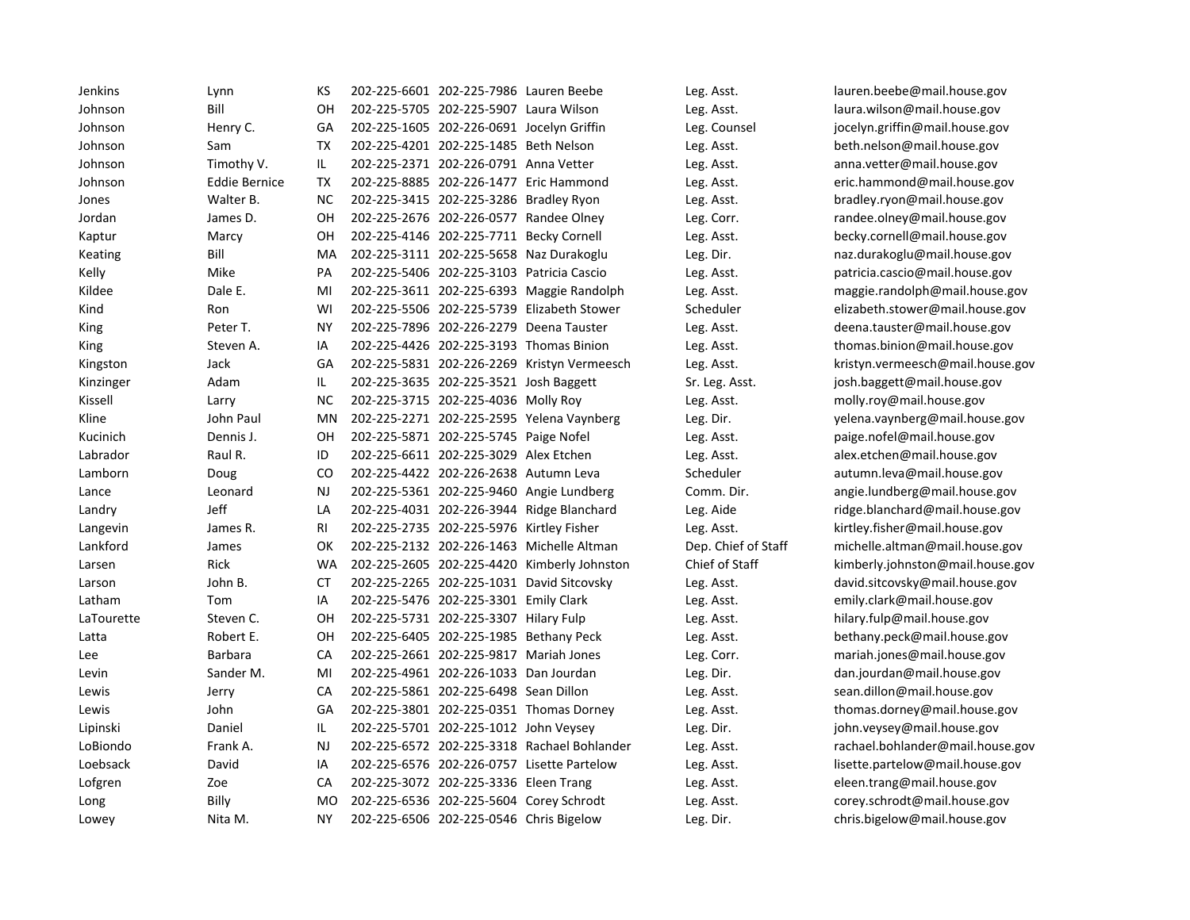| | | | | | | | |
|---|---|---|---|---|---|---|---|
| Jenkins | Lynn | KS | 202-225-6601 | 202-225-7986 | Lauren Beebe | Leg. Asst. | lauren.beebe@mail.house.gov |
| Johnson | Bill | OH | 202-225-5705 | 202-225-5907 | Laura Wilson | Leg. Asst. | laura.wilson@mail.house.gov |
| Johnson | Henry C. | GA | 202-225-1605 | 202-226-0691 | Jocelyn Griffin | Leg. Counsel | jocelyn.griffin@mail.house.gov |
| Johnson | Sam | TX | 202-225-4201 | 202-225-1485 | Beth Nelson | Leg. Asst. | beth.nelson@mail.house.gov |
| Johnson | Timothy V. | IL | 202-225-2371 | 202-226-0791 | Anna Vetter | Leg. Asst. | anna.vetter@mail.house.gov |
| Johnson | Eddie Bernice | TX | 202-225-8885 | 202-226-1477 | Eric Hammond | Leg. Asst. | eric.hammond@mail.house.gov |
| Jones | Walter B. | NC | 202-225-3415 | 202-225-3286 | Bradley Ryon | Leg. Asst. | bradley.ryon@mail.house.gov |
| Jordan | James D. | OH | 202-225-2676 | 202-226-0577 | Randee Olney | Leg. Corr. | randee.olney@mail.house.gov |
| Kaptur | Marcy | OH | 202-225-4146 | 202-225-7711 | Becky Cornell | Leg. Asst. | becky.cornell@mail.house.gov |
| Keating | Bill | MA | 202-225-3111 | 202-225-5658 | Naz Durakoglu | Leg. Dir. | naz.durakoglu@mail.house.gov |
| Kelly | Mike | PA | 202-225-5406 | 202-225-3103 | Patricia Cascio | Leg. Asst. | patricia.cascio@mail.house.gov |
| Kildee | Dale E. | MI | 202-225-3611 | 202-225-6393 | Maggie Randolph | Leg. Asst. | maggie.randolph@mail.house.gov |
| Kind | Ron | WI | 202-225-5506 | 202-225-5739 | Elizabeth Stower | Scheduler | elizabeth.stower@mail.house.gov |
| King | Peter T. | NY | 202-225-7896 | 202-226-2279 | Deena Tauster | Leg. Asst. | deena.tauster@mail.house.gov |
| King | Steven A. | IA | 202-225-4426 | 202-225-3193 | Thomas Binion | Leg. Asst. | thomas.binion@mail.house.gov |
| Kingston | Jack | GA | 202-225-5831 | 202-226-2269 | Kristyn Vermeesch | Leg. Asst. | kristyn.vermeesch@mail.house.gov |
| Kinzinger | Adam | IL | 202-225-3635 | 202-225-3521 | Josh Baggett | Sr. Leg. Asst. | josh.baggett@mail.house.gov |
| Kissell | Larry | NC | 202-225-3715 | 202-225-4036 | Molly Roy | Leg. Asst. | molly.roy@mail.house.gov |
| Kline | John Paul | MN | 202-225-2271 | 202-225-2595 | Yelena Vaynberg | Leg. Dir. | yelena.vaynberg@mail.house.gov |
| Kucinich | Dennis J. | OH | 202-225-5871 | 202-225-5745 | Paige Nofel | Leg. Asst. | paige.nofel@mail.house.gov |
| Labrador | Raul R. | ID | 202-225-6611 | 202-225-3029 | Alex Etchen | Leg. Asst. | alex.etchen@mail.house.gov |
| Lamborn | Doug | CO | 202-225-4422 | 202-226-2638 | Autumn Leva | Scheduler | autumn.leva@mail.house.gov |
| Lance | Leonard | NJ | 202-225-5361 | 202-225-9460 | Angie Lundberg | Comm. Dir. | angie.lundberg@mail.house.gov |
| Landry | Jeff | LA | 202-225-4031 | 202-226-3944 | Ridge Blanchard | Leg. Aide | ridge.blanchard@mail.house.gov |
| Langevin | James R. | RI | 202-225-2735 | 202-225-5976 | Kirtley Fisher | Leg. Asst. | kirtley.fisher@mail.house.gov |
| Lankford | James | OK | 202-225-2132 | 202-226-1463 | Michelle Altman | Dep. Chief of Staff | michelle.altman@mail.house.gov |
| Larsen | Rick | WA | 202-225-2605 | 202-225-4420 | Kimberly Johnston | Chief of Staff | kimberly.johnston@mail.house.gov |
| Larson | John B. | CT | 202-225-2265 | 202-225-1031 | David Sitcovsky | Leg. Asst. | david.sitcovsky@mail.house.gov |
| Latham | Tom | IA | 202-225-5476 | 202-225-3301 | Emily Clark | Leg. Asst. | emily.clark@mail.house.gov |
| LaTourette | Steven C. | OH | 202-225-5731 | 202-225-3307 | Hilary Fulp | Leg. Asst. | hilary.fulp@mail.house.gov |
| Latta | Robert E. | OH | 202-225-6405 | 202-225-1985 | Bethany Peck | Leg. Asst. | bethany.peck@mail.house.gov |
| Lee | Barbara | CA | 202-225-2661 | 202-225-9817 | Mariah Jones | Leg. Corr. | mariah.jones@mail.house.gov |
| Levin | Sander M. | MI | 202-225-4961 | 202-226-1033 | Dan Jourdan | Leg. Dir. | dan.jourdan@mail.house.gov |
| Lewis | Jerry | CA | 202-225-5861 | 202-225-6498 | Sean Dillon | Leg. Asst. | sean.dillon@mail.house.gov |
| Lewis | John | GA | 202-225-3801 | 202-225-0351 | Thomas Dorney | Leg. Asst. | thomas.dorney@mail.house.gov |
| Lipinski | Daniel | IL | 202-225-5701 | 202-225-1012 | John Veysey | Leg. Dir. | john.veysey@mail.house.gov |
| LoBiondo | Frank A. | NJ | 202-225-6572 | 202-225-3318 | Rachael Bohlander | Leg. Asst. | rachael.bohlander@mail.house.gov |
| Loebsack | David | IA | 202-225-6576 | 202-226-0757 | Lisette Partelow | Leg. Asst. | lisette.partelow@mail.house.gov |
| Lofgren | Zoe | CA | 202-225-3072 | 202-225-3336 | Eleen Trang | Leg. Asst. | eleen.trang@mail.house.gov |
| Long | Billy | MO | 202-225-6536 | 202-225-5604 | Corey Schrodt | Leg. Asst. | corey.schrodt@mail.house.gov |
| Lowey | Nita M. | NY | 202-225-6506 | 202-225-0546 | Chris Bigelow | Leg. Dir. | chris.bigelow@mail.house.gov |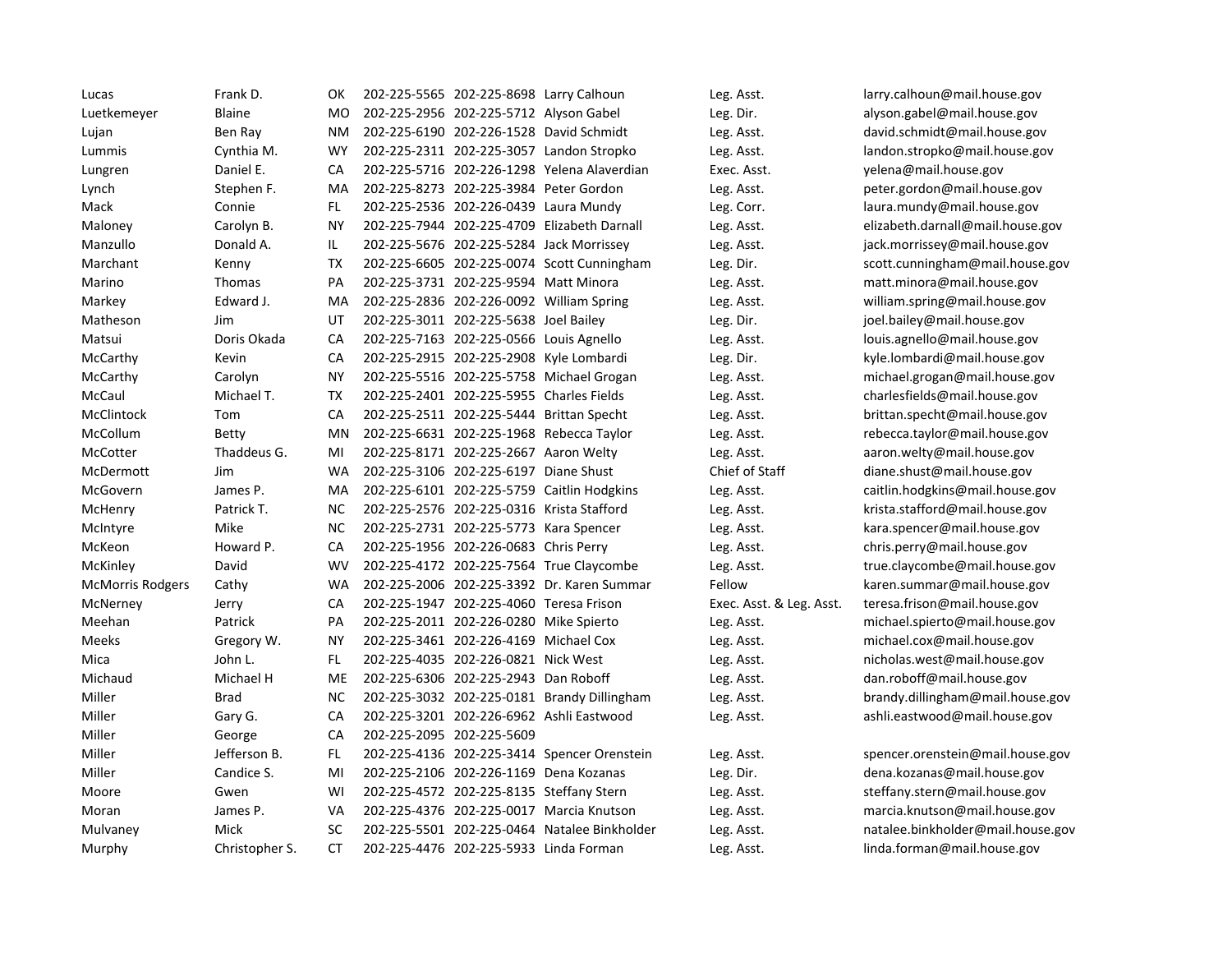| | | | | | | | |
|---|---|---|---|---|---|---|---|
| Lucas | Frank D. | OK | 202-225-5565 | 202-225-8698 | Larry Calhoun | Leg. Asst. | larry.calhoun@mail.house.gov |
| Luetkemeyer | Blaine | MO | 202-225-2956 | 202-225-5712 | Alyson Gabel | Leg. Dir. | alyson.gabel@mail.house.gov |
| Lujan | Ben Ray | NM | 202-225-6190 | 202-226-1528 | David Schmidt | Leg. Asst. | david.schmidt@mail.house.gov |
| Lummis | Cynthia M. | WY | 202-225-2311 | 202-225-3057 | Landon Stropko | Leg. Asst. | landon.stropko@mail.house.gov |
| Lungren | Daniel E. | CA | 202-225-5716 | 202-226-1298 | Yelena Alaverdian | Exec. Asst. | yelena@mail.house.gov |
| Lynch | Stephen F. | MA | 202-225-8273 | 202-225-3984 | Peter Gordon | Leg. Asst. | peter.gordon@mail.house.gov |
| Mack | Connie | FL | 202-225-2536 | 202-226-0439 | Laura Mundy | Leg. Corr. | laura.mundy@mail.house.gov |
| Maloney | Carolyn B. | NY | 202-225-7944 | 202-225-4709 | Elizabeth Darnall | Leg. Asst. | elizabeth.darnall@mail.house.gov |
| Manzullo | Donald A. | IL | 202-225-5676 | 202-225-5284 | Jack Morrissey | Leg. Asst. | jack.morrissey@mail.house.gov |
| Marchant | Kenny | TX | 202-225-6605 | 202-225-0074 | Scott Cunningham | Leg. Dir. | scott.cunningham@mail.house.gov |
| Marino | Thomas | PA | 202-225-3731 | 202-225-9594 | Matt Minora | Leg. Asst. | matt.minora@mail.house.gov |
| Markey | Edward J. | MA | 202-225-2836 | 202-226-0092 | William Spring | Leg. Asst. | william.spring@mail.house.gov |
| Matheson | Jim | UT | 202-225-3011 | 202-225-5638 | Joel Bailey | Leg. Dir. | joel.bailey@mail.house.gov |
| Matsui | Doris Okada | CA | 202-225-7163 | 202-225-0566 | Louis Agnello | Leg. Asst. | louis.agnello@mail.house.gov |
| McCarthy | Kevin | CA | 202-225-2915 | 202-225-2908 | Kyle Lombardi | Leg. Dir. | kyle.lombardi@mail.house.gov |
| McCarthy | Carolyn | NY | 202-225-5516 | 202-225-5758 | Michael Grogan | Leg. Asst. | michael.grogan@mail.house.gov |
| McCaul | Michael T. | TX | 202-225-2401 | 202-225-5955 | Charles Fields | Leg. Asst. | charlesfields@mail.house.gov |
| McClintock | Tom | CA | 202-225-2511 | 202-225-5444 | Brittan Specht | Leg. Asst. | brittan.specht@mail.house.gov |
| McCollum | Betty | MN | 202-225-6631 | 202-225-1968 | Rebecca Taylor | Leg. Asst. | rebecca.taylor@mail.house.gov |
| McCotter | Thaddeus G. | MI | 202-225-8171 | 202-225-2667 | Aaron Welty | Leg. Asst. | aaron.welty@mail.house.gov |
| McDermott | Jim | WA | 202-225-3106 | 202-225-6197 | Diane Shust | Chief of Staff | diane.shust@mail.house.gov |
| McGovern | James P. | MA | 202-225-6101 | 202-225-5759 | Caitlin Hodgkins | Leg. Asst. | caitlin.hodgkins@mail.house.gov |
| McHenry | Patrick T. | NC | 202-225-2576 | 202-225-0316 | Krista Stafford | Leg. Asst. | krista.stafford@mail.house.gov |
| McIntyre | Mike | NC | 202-225-2731 | 202-225-5773 | Kara Spencer | Leg. Asst. | kara.spencer@mail.house.gov |
| McKeon | Howard P. | CA | 202-225-1956 | 202-226-0683 | Chris Perry | Leg. Asst. | chris.perry@mail.house.gov |
| McKinley | David | WV | 202-225-4172 | 202-225-7564 | True Claycombe | Leg. Asst. | true.claycombe@mail.house.gov |
| McMorris Rodgers | Cathy | WA | 202-225-2006 | 202-225-3392 | Dr. Karen Summar | Fellow | karen.summar@mail.house.gov |
| McNerney | Jerry | CA | 202-225-1947 | 202-225-4060 | Teresa Frison | Exec. Asst. & Leg. Asst. | teresa.frison@mail.house.gov |
| Meehan | Patrick | PA | 202-225-2011 | 202-226-0280 | Mike Spierto | Leg. Asst. | michael.spierto@mail.house.gov |
| Meeks | Gregory W. | NY | 202-225-3461 | 202-226-4169 | Michael Cox | Leg. Asst. | michael.cox@mail.house.gov |
| Mica | John L. | FL | 202-225-4035 | 202-226-0821 | Nick West | Leg. Asst. | nicholas.west@mail.house.gov |
| Michaud | Michael H | ME | 202-225-6306 | 202-225-2943 | Dan Roboff | Leg. Asst. | dan.roboff@mail.house.gov |
| Miller | Brad | NC | 202-225-3032 | 202-225-0181 | Brandy Dillingham | Leg. Asst. | brandy.dillingham@mail.house.gov |
| Miller | Gary G. | CA | 202-225-3201 | 202-226-6962 | Ashli Eastwood | Leg. Asst. | ashli.eastwood@mail.house.gov |
| Miller | George | CA | 202-225-2095 | 202-225-5609 | | | |
| Miller | Jefferson B. | FL | 202-225-4136 | 202-225-3414 | Spencer Orenstein | Leg. Asst. | spencer.orenstein@mail.house.gov |
| Miller | Candice S. | MI | 202-225-2106 | 202-226-1169 | Dena Kozanas | Leg. Dir. | dena.kozanas@mail.house.gov |
| Moore | Gwen | WI | 202-225-4572 | 202-225-8135 | Steffany Stern | Leg. Asst. | steffany.stern@mail.house.gov |
| Moran | James P. | VA | 202-225-4376 | 202-225-0017 | Marcia Knutson | Leg. Asst. | marcia.knutson@mail.house.gov |
| Mulvaney | Mick | SC | 202-225-5501 | 202-225-0464 | Natalee Binkholder | Leg. Asst. | natalee.binkholder@mail.house.gov |
| Murphy | Christopher S. | CT | 202-225-4476 | 202-225-5933 | Linda Forman | Leg. Asst. | linda.forman@mail.house.gov |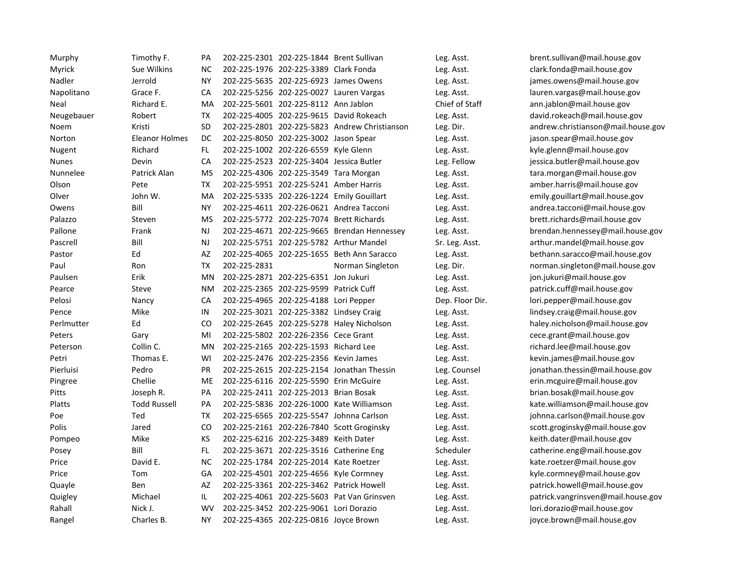| | | | | | | | |
|---|---|---|---|---|---|---|---|
| Murphy | Timothy F. | PA | 202-225-2301 | 202-225-1844 | Brent Sullivan | Leg. Asst. | brent.sullivan@mail.house.gov |
| Myrick | Sue Wilkins | NC | 202-225-1976 | 202-225-3389 | Clark Fonda | Leg. Asst. | clark.fonda@mail.house.gov |
| Nadler | Jerrold | NY | 202-225-5635 | 202-225-6923 | James Owens | Leg. Asst. | james.owens@mail.house.gov |
| Napolitano | Grace F. | CA | 202-225-5256 | 202-225-0027 | Lauren Vargas | Leg. Asst. | lauren.vargas@mail.house.gov |
| Neal | Richard E. | MA | 202-225-5601 | 202-225-8112 | Ann Jablon | Chief of Staff | ann.jablon@mail.house.gov |
| Neugebauer | Robert | TX | 202-225-4005 | 202-225-9615 | David Rokeach | Leg. Asst. | david.rokeach@mail.house.gov |
| Noem | Kristi | SD | 202-225-2801 | 202-225-5823 | Andrew Christianson | Leg. Dir. | andrew.christianson@mail.house.gov |
| Norton | Eleanor Holmes | DC | 202-225-8050 | 202-225-3002 | Jason Spear | Leg. Asst. | jason.spear@mail.house.gov |
| Nugent | Richard | FL | 202-225-1002 | 202-226-6559 | Kyle Glenn | Leg. Asst. | kyle.glenn@mail.house.gov |
| Nunes | Devin | CA | 202-225-2523 | 202-225-3404 | Jessica Butler | Leg. Fellow | jessica.butler@mail.house.gov |
| Nunnelee | Patrick Alan | MS | 202-225-4306 | 202-225-3549 | Tara Morgan | Leg. Asst. | tara.morgan@mail.house.gov |
| Olson | Pete | TX | 202-225-5951 | 202-225-5241 | Amber Harris | Leg. Asst. | amber.harris@mail.house.gov |
| Olver | John W. | MA | 202-225-5335 | 202-226-1224 | Emily Gouillart | Leg. Asst. | emily.gouillart@mail.house.gov |
| Owens | Bill | NY | 202-225-4611 | 202-226-0621 | Andrea Tacconi | Leg. Asst. | andrea.tacconi@mail.house.gov |
| Palazzo | Steven | MS | 202-225-5772 | 202-225-7074 | Brett Richards | Leg. Asst. | brett.richards@mail.house.gov |
| Pallone | Frank | NJ | 202-225-4671 | 202-225-9665 | Brendan Hennessey | Leg. Asst. | brendan.hennessey@mail.house.gov |
| Pascrell | Bill | NJ | 202-225-5751 | 202-225-5782 | Arthur Mandel | Sr. Leg. Asst. | arthur.mandel@mail.house.gov |
| Pastor | Ed | AZ | 202-225-4065 | 202-225-1655 | Beth Ann Saracco | Leg. Asst. | bethann.saracco@mail.house.gov |
| Paul | Ron | TX | 202-225-2831 | | Norman Singleton | Leg. Dir. | norman.singleton@mail.house.gov |
| Paulsen | Erik | MN | 202-225-2871 | 202-225-6351 | Jon Jukuri | Leg. Asst. | jon.jukuri@mail.house.gov |
| Pearce | Steve | NM | 202-225-2365 | 202-225-9599 | Patrick Cuff | Leg. Asst. | patrick.cuff@mail.house.gov |
| Pelosi | Nancy | CA | 202-225-4965 | 202-225-4188 | Lori Pepper | Dep. Floor Dir. | lori.pepper@mail.house.gov |
| Pence | Mike | IN | 202-225-3021 | 202-225-3382 | Lindsey Craig | Leg. Asst. | lindsey.craig@mail.house.gov |
| Perlmutter | Ed | CO | 202-225-2645 | 202-225-5278 | Haley Nicholson | Leg. Asst. | haley.nicholson@mail.house.gov |
| Peters | Gary | MI | 202-225-5802 | 202-226-2356 | Cece Grant | Leg. Asst. | cece.grant@mail.house.gov |
| Peterson | Collin C. | MN | 202-225-2165 | 202-225-1593 | Richard Lee | Leg. Asst. | richard.lee@mail.house.gov |
| Petri | Thomas E. | WI | 202-225-2476 | 202-225-2356 | Kevin James | Leg. Asst. | kevin.james@mail.house.gov |
| Pierluisi | Pedro | PR | 202-225-2615 | 202-225-2154 | Jonathan Thessin | Leg. Counsel | jonathan.thessin@mail.house.gov |
| Pingree | Chellie | ME | 202-225-6116 | 202-225-5590 | Erin McGuire | Leg. Asst. | erin.mcguire@mail.house.gov |
| Pitts | Joseph R. | PA | 202-225-2411 | 202-225-2013 | Brian Bosak | Leg. Asst. | brian.bosak@mail.house.gov |
| Platts | Todd Russell | PA | 202-225-5836 | 202-226-1000 | Kate Williamson | Leg. Asst. | kate.williamson@mail.house.gov |
| Poe | Ted | TX | 202-225-6565 | 202-225-5547 | Johnna Carlson | Leg. Asst. | johnna.carlson@mail.house.gov |
| Polis | Jared | CO | 202-225-2161 | 202-226-7840 | Scott Groginsky | Leg. Asst. | scott.groginsky@mail.house.gov |
| Pompeo | Mike | KS | 202-225-6216 | 202-225-3489 | Keith Dater | Leg. Asst. | keith.dater@mail.house.gov |
| Posey | Bill | FL | 202-225-3671 | 202-225-3516 | Catherine Eng | Scheduler | catherine.eng@mail.house.gov |
| Price | David E. | NC | 202-225-1784 | 202-225-2014 | Kate Roetzer | Leg. Asst. | kate.roetzer@mail.house.gov |
| Price | Tom | GA | 202-225-4501 | 202-225-4656 | Kyle Cormney | Leg. Asst. | kyle.cormney@mail.house.gov |
| Quayle | Ben | AZ | 202-225-3361 | 202-225-3462 | Patrick Howell | Leg. Asst. | patrick.howell@mail.house.gov |
| Quigley | Michael | IL | 202-225-4061 | 202-225-5603 | Pat Van Grinsven | Leg. Asst. | patrick.vangrinsven@mail.house.gov |
| Rahall | Nick J. | WV | 202-225-3452 | 202-225-9061 | Lori Dorazio | Leg. Asst. | lori.dorazio@mail.house.gov |
| Rangel | Charles B. | NY | 202-225-4365 | 202-225-0816 | Joyce Brown | Leg. Asst. | joyce.brown@mail.house.gov |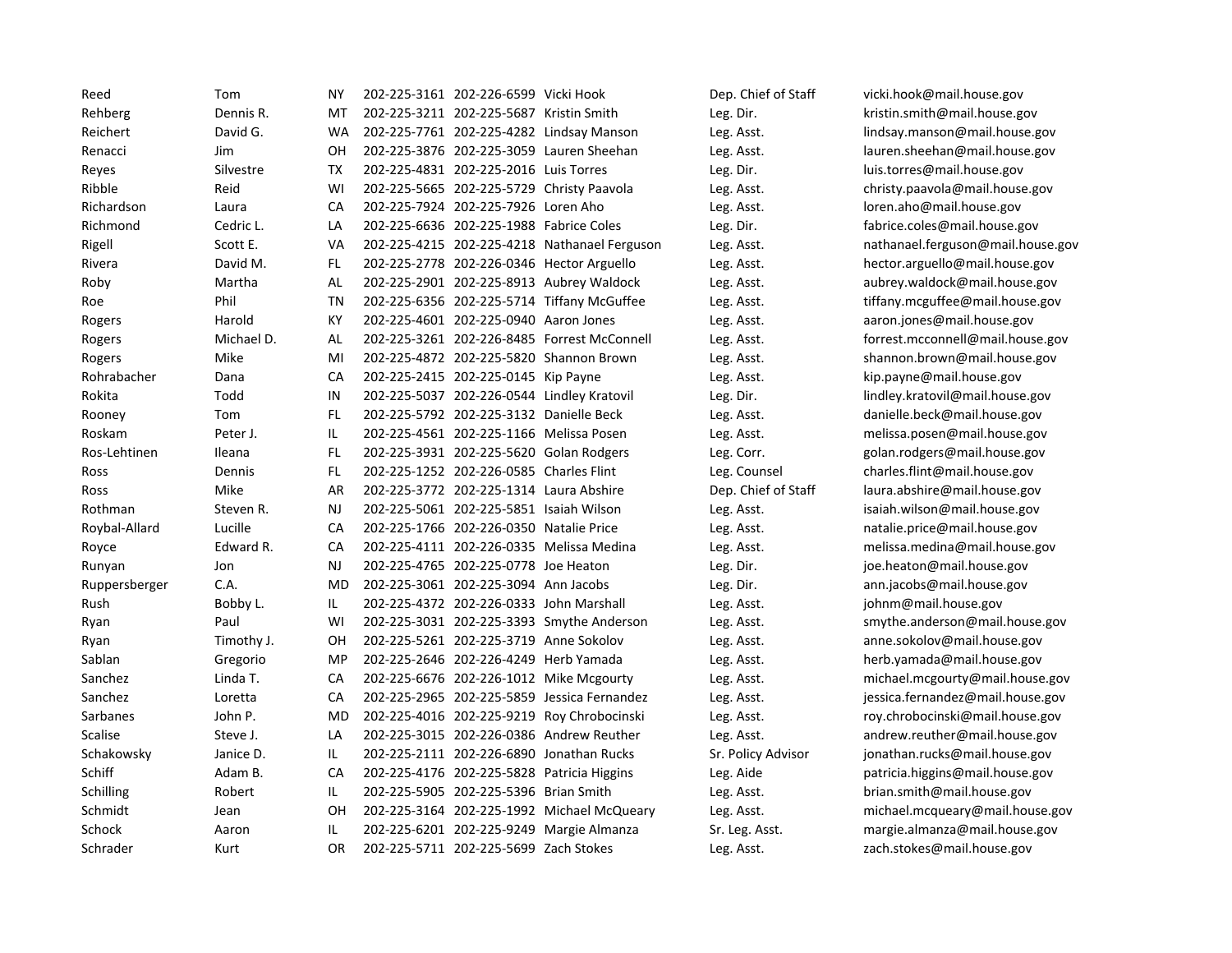| Reed | Tom | NY | 202-225-3161 | 202-226-6599 | Vicki Hook | Dep. Chief of Staff | vicki.hook@mail.house.gov |
|---|---|---|---|---|---|---|---|
| Rehberg | Dennis R. | MT | 202-225-3211 | 202-225-5687 | Kristin Smith | Leg. Dir. | kristin.smith@mail.house.gov |
| Reichert | David G. | WA | 202-225-7761 | 202-225-4282 | Lindsay Manson | Leg. Asst. | lindsay.manson@mail.house.gov |
| Renacci | Jim | OH | 202-225-3876 | 202-225-3059 | Lauren Sheehan | Leg. Asst. | lauren.sheehan@mail.house.gov |
| Reyes | Silvestre | TX | 202-225-4831 | 202-226-2016 | Luis Torres | Leg. Dir. | luis.torres@mail.house.gov |
| Ribble | Reid | WI | 202-225-5665 | 202-225-5729 | Christy Paavola | Leg. Asst. | christy.paavola@mail.house.gov |
| Richardson | Laura | CA | 202-225-7924 | 202-225-7926 | Loren Aho | Leg. Asst. | loren.aho@mail.house.gov |
| Richmond | Cedric L. | LA | 202-225-6636 | 202-225-1988 | Fabrice Coles | Leg. Dir. | fabrice.coles@mail.house.gov |
| Rigell | Scott E. | VA | 202-225-4215 | 202-225-4218 | Nathanael Ferguson | Leg. Asst. | nathanael.ferguson@mail.house.gov |
| Rivera | David M. | FL | 202-225-2778 | 202-226-0346 | Hector Arguello | Leg. Asst. | hector.arguello@mail.house.gov |
| Roby | Martha | AL | 202-225-2901 | 202-225-8913 | Aubrey Waldock | Leg. Asst. | aubrey.waldock@mail.house.gov |
| Roe | Phil | TN | 202-225-6356 | 202-225-5714 | Tiffany McGuffee | Leg. Asst. | tiffany.mcguffee@mail.house.gov |
| Rogers | Harold | KY | 202-225-4601 | 202-225-0940 | Aaron Jones | Leg. Asst. | aaron.jones@mail.house.gov |
| Rogers | Michael D. | AL | 202-225-3261 | 202-226-8485 | Forrest McConnell | Leg. Asst. | forrest.mcconnell@mail.house.gov |
| Rogers | Mike | MI | 202-225-4872 | 202-225-5820 | Shannon Brown | Leg. Asst. | shannon.brown@mail.house.gov |
| Rohrabacher | Dana | CA | 202-225-2415 | 202-225-0145 | Kip Payne | Leg. Asst. | kip.payne@mail.house.gov |
| Rokita | Todd | IN | 202-225-5037 | 202-226-0544 | Lindley Kratovil | Leg. Dir. | lindley.kratovil@mail.house.gov |
| Rooney | Tom | FL | 202-225-5792 | 202-225-3132 | Danielle Beck | Leg. Asst. | danielle.beck@mail.house.gov |
| Roskam | Peter J. | IL | 202-225-4561 | 202-225-1166 | Melissa Posen | Leg. Asst. | melissa.posen@mail.house.gov |
| Ros-Lehtinen | Ileana | FL | 202-225-3931 | 202-225-5620 | Golan Rodgers | Leg. Corr. | golan.rodgers@mail.house.gov |
| Ross | Dennis | FL | 202-225-1252 | 202-226-0585 | Charles Flint | Leg. Counsel | charles.flint@mail.house.gov |
| Ross | Mike | AR | 202-225-3772 | 202-225-1314 | Laura Abshire | Dep. Chief of Staff | laura.abshire@mail.house.gov |
| Rothman | Steven R. | NJ | 202-225-5061 | 202-225-5851 | Isaiah Wilson | Leg. Asst. | isaiah.wilson@mail.house.gov |
| Roybal-Allard | Lucille | CA | 202-225-1766 | 202-226-0350 | Natalie Price | Leg. Asst. | natalie.price@mail.house.gov |
| Royce | Edward R. | CA | 202-225-4111 | 202-226-0335 | Melissa Medina | Leg. Asst. | melissa.medina@mail.house.gov |
| Runyan | Jon | NJ | 202-225-4765 | 202-225-0778 | Joe Heaton | Leg. Dir. | joe.heaton@mail.house.gov |
| Ruppersberger | C.A. | MD | 202-225-3061 | 202-225-3094 | Ann Jacobs | Leg. Dir. | ann.jacobs@mail.house.gov |
| Rush | Bobby L. | IL | 202-225-4372 | 202-226-0333 | John Marshall | Leg. Asst. | johnm@mail.house.gov |
| Ryan | Paul | WI | 202-225-3031 | 202-225-3393 | Smythe Anderson | Leg. Asst. | smythe.anderson@mail.house.gov |
| Ryan | Timothy J. | OH | 202-225-5261 | 202-225-3719 | Anne Sokolov | Leg. Asst. | anne.sokolov@mail.house.gov |
| Sablan | Gregorio | MP | 202-225-2646 | 202-226-4249 | Herb Yamada | Leg. Asst. | herb.yamada@mail.house.gov |
| Sanchez | Linda T. | CA | 202-225-6676 | 202-226-1012 | Mike Mcgourty | Leg. Asst. | michael.mcgourty@mail.house.gov |
| Sanchez | Loretta | CA | 202-225-2965 | 202-225-5859 | Jessica Fernandez | Leg. Asst. | jessica.fernandez@mail.house.gov |
| Sarbanes | John P. | MD | 202-225-4016 | 202-225-9219 | Roy Chrobocinski | Leg. Asst. | roy.chrobocinski@mail.house.gov |
| Scalise | Steve J. | LA | 202-225-3015 | 202-226-0386 | Andrew Reuther | Leg. Asst. | andrew.reuther@mail.house.gov |
| Schakowsky | Janice D. | IL | 202-225-2111 | 202-226-6890 | Jonathan Rucks | Sr. Policy Advisor | jonathan.rucks@mail.house.gov |
| Schiff | Adam B. | CA | 202-225-4176 | 202-225-5828 | Patricia Higgins | Leg. Aide | patricia.higgins@mail.house.gov |
| Schilling | Robert | IL | 202-225-5905 | 202-225-5396 | Brian Smith | Leg. Asst. | brian.smith@mail.house.gov |
| Schmidt | Jean | OH | 202-225-3164 | 202-225-1992 | Michael McQueary | Leg. Asst. | michael.mcqueary@mail.house.gov |
| Schock | Aaron | IL | 202-225-6201 | 202-225-9249 | Margie Almanza | Sr. Leg. Asst. | margie.almanza@mail.house.gov |
| Schrader | Kurt | OR | 202-225-5711 | 202-225-5699 | Zach Stokes | Leg. Asst. | zach.stokes@mail.house.gov |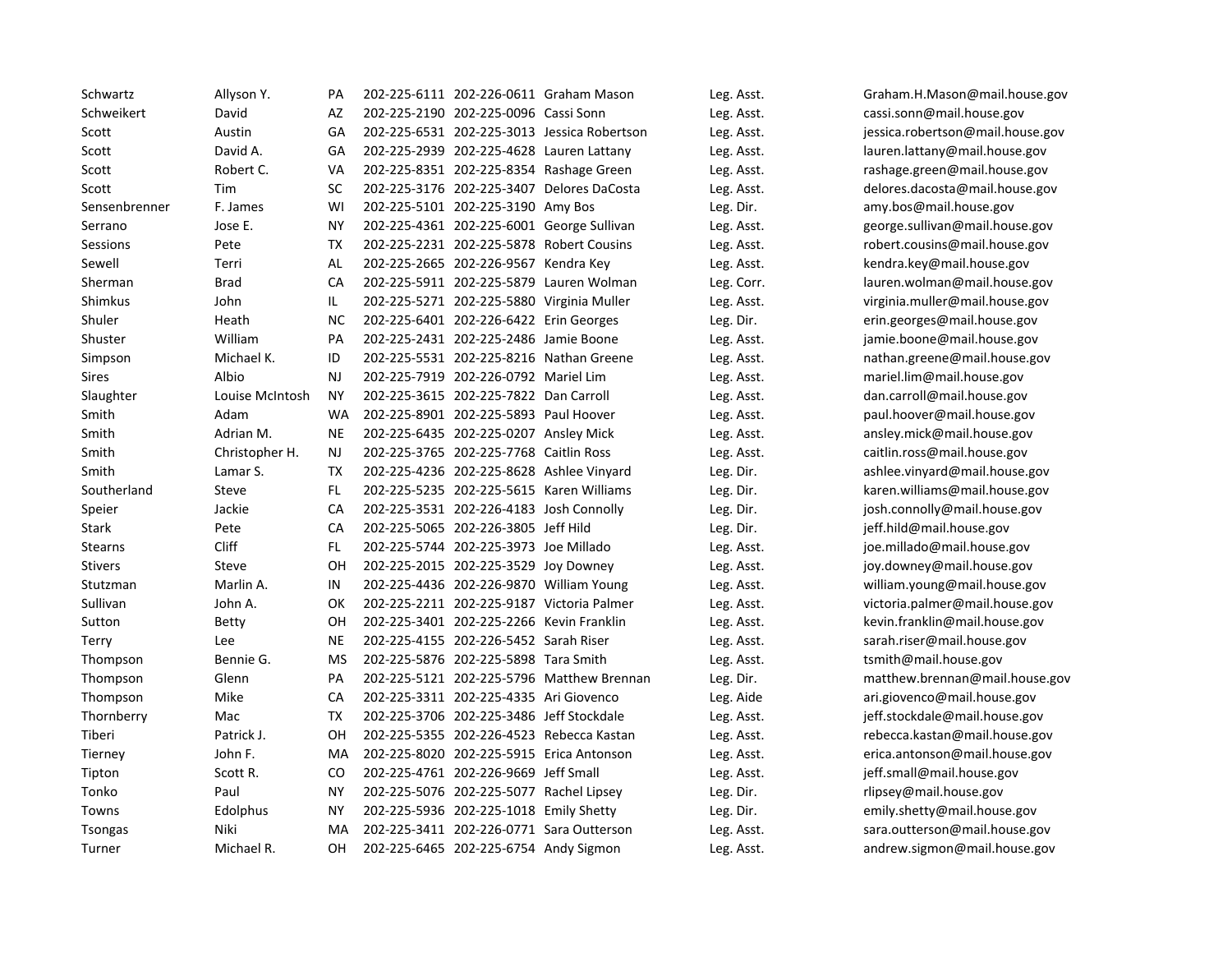| Schwartz | Allyson Y. | PA | 202-225-6111 | 202-226-0611 | Graham Mason | Leg. Asst. | Graham.H.Mason@mail.house.gov |
|---|---|---|---|---|---|---|---|
| Schweikert | David | AZ | 202-225-2190 | 202-225-0096 | Cassi Sonn | Leg. Asst. | cassi.sonn@mail.house.gov |
| Scott | Austin | GA | 202-225-6531 | 202-225-3013 | Jessica Robertson | Leg. Asst. | jessica.robertson@mail.house.gov |
| Scott | David A. | GA | 202-225-2939 | 202-225-4628 | Lauren Lattany | Leg. Asst. | lauren.lattany@mail.house.gov |
| Scott | Robert C. | VA | 202-225-8351 | 202-225-8354 | Rashage Green | Leg. Asst. | rashage.green@mail.house.gov |
| Scott | Tim | SC | 202-225-3176 | 202-225-3407 | Delores DaCosta | Leg. Asst. | delores.dacosta@mail.house.gov |
| Sensenbrenner | F. James | WI | 202-225-5101 | 202-225-3190 | Amy Bos | Leg. Dir. | amy.bos@mail.house.gov |
| Serrano | Jose E. | NY | 202-225-4361 | 202-225-6001 | George Sullivan | Leg. Asst. | george.sullivan@mail.house.gov |
| Sessions | Pete | TX | 202-225-2231 | 202-225-5878 | Robert Cousins | Leg. Asst. | robert.cousins@mail.house.gov |
| Sewell | Terri | AL | 202-225-2665 | 202-226-9567 | Kendra Key | Leg. Asst. | kendra.key@mail.house.gov |
| Sherman | Brad | CA | 202-225-5911 | 202-225-5879 | Lauren Wolman | Leg. Corr. | lauren.wolman@mail.house.gov |
| Shimkus | John | IL | 202-225-5271 | 202-225-5880 | Virginia Muller | Leg. Asst. | virginia.muller@mail.house.gov |
| Shuler | Heath | NC | 202-225-6401 | 202-226-6422 | Erin Georges | Leg. Dir. | erin.georges@mail.house.gov |
| Shuster | William | PA | 202-225-2431 | 202-225-2486 | Jamie Boone | Leg. Asst. | jamie.boone@mail.house.gov |
| Simpson | Michael K. | ID | 202-225-5531 | 202-225-8216 | Nathan Greene | Leg. Asst. | nathan.greene@mail.house.gov |
| Sires | Albio | NJ | 202-225-7919 | 202-226-0792 | Mariel Lim | Leg. Asst. | mariel.lim@mail.house.gov |
| Slaughter | Louise McIntosh | NY | 202-225-3615 | 202-225-7822 | Dan Carroll | Leg. Asst. | dan.carroll@mail.house.gov |
| Smith | Adam | WA | 202-225-8901 | 202-225-5893 | Paul Hoover | Leg. Asst. | paul.hoover@mail.house.gov |
| Smith | Adrian M. | NE | 202-225-6435 | 202-225-0207 | Ansley Mick | Leg. Asst. | ansley.mick@mail.house.gov |
| Smith | Christopher H. | NJ | 202-225-3765 | 202-225-7768 | Caitlin Ross | Leg. Asst. | caitlin.ross@mail.house.gov |
| Smith | Lamar S. | TX | 202-225-4236 | 202-225-8628 | Ashlee Vinyard | Leg. Dir. | ashlee.vinyard@mail.house.gov |
| Southerland | Steve | FL | 202-225-5235 | 202-225-5615 | Karen Williams | Leg. Dir. | karen.williams@mail.house.gov |
| Speier | Jackie | CA | 202-225-3531 | 202-226-4183 | Josh Connolly | Leg. Dir. | josh.connolly@mail.house.gov |
| Stark | Pete | CA | 202-225-5065 | 202-226-3805 | Jeff Hild | Leg. Dir. | jeff.hild@mail.house.gov |
| Stearns | Cliff | FL | 202-225-5744 | 202-225-3973 | Joe Millado | Leg. Asst. | joe.millado@mail.house.gov |
| Stivers | Steve | OH | 202-225-2015 | 202-225-3529 | Joy Downey | Leg. Asst. | joy.downey@mail.house.gov |
| Stutzman | Marlin A. | IN | 202-225-4436 | 202-226-9870 | William Young | Leg. Asst. | william.young@mail.house.gov |
| Sullivan | John A. | OK | 202-225-2211 | 202-225-9187 | Victoria Palmer | Leg. Asst. | victoria.palmer@mail.house.gov |
| Sutton | Betty | OH | 202-225-3401 | 202-225-2266 | Kevin Franklin | Leg. Asst. | kevin.franklin@mail.house.gov |
| Terry | Lee | NE | 202-225-4155 | 202-226-5452 | Sarah Riser | Leg. Asst. | sarah.riser@mail.house.gov |
| Thompson | Bennie G. | MS | 202-225-5876 | 202-225-5898 | Tara Smith | Leg. Asst. | tsmith@mail.house.gov |
| Thompson | Glenn | PA | 202-225-5121 | 202-225-5796 | Matthew Brennan | Leg. Dir. | matthew.brennan@mail.house.gov |
| Thompson | Mike | CA | 202-225-3311 | 202-225-4335 | Ari Giovenco | Leg. Aide | ari.giovenco@mail.house.gov |
| Thornberry | Mac | TX | 202-225-3706 | 202-225-3486 | Jeff Stockdale | Leg. Asst. | jeff.stockdale@mail.house.gov |
| Tiberi | Patrick J. | OH | 202-225-5355 | 202-226-4523 | Rebecca Kastan | Leg. Asst. | rebecca.kastan@mail.house.gov |
| Tierney | John F. | MA | 202-225-8020 | 202-225-5915 | Erica Antonson | Leg. Asst. | erica.antonson@mail.house.gov |
| Tipton | Scott R. | CO | 202-225-4761 | 202-226-9669 | Jeff Small | Leg. Asst. | jeff.small@mail.house.gov |
| Tonko | Paul | NY | 202-225-5076 | 202-225-5077 | Rachel Lipsey | Leg. Dir. | rlipsey@mail.house.gov |
| Towns | Edolphus | NY | 202-225-5936 | 202-225-1018 | Emily Shetty | Leg. Dir. | emily.shetty@mail.house.gov |
| Tsongas | Niki | MA | 202-225-3411 | 202-226-0771 | Sara Outterson | Leg. Asst. | sara.outterson@mail.house.gov |
| Turner | Michael R. | OH | 202-225-6465 | 202-225-6754 | Andy Sigmon | Leg. Asst. | andrew.sigmon@mail.house.gov |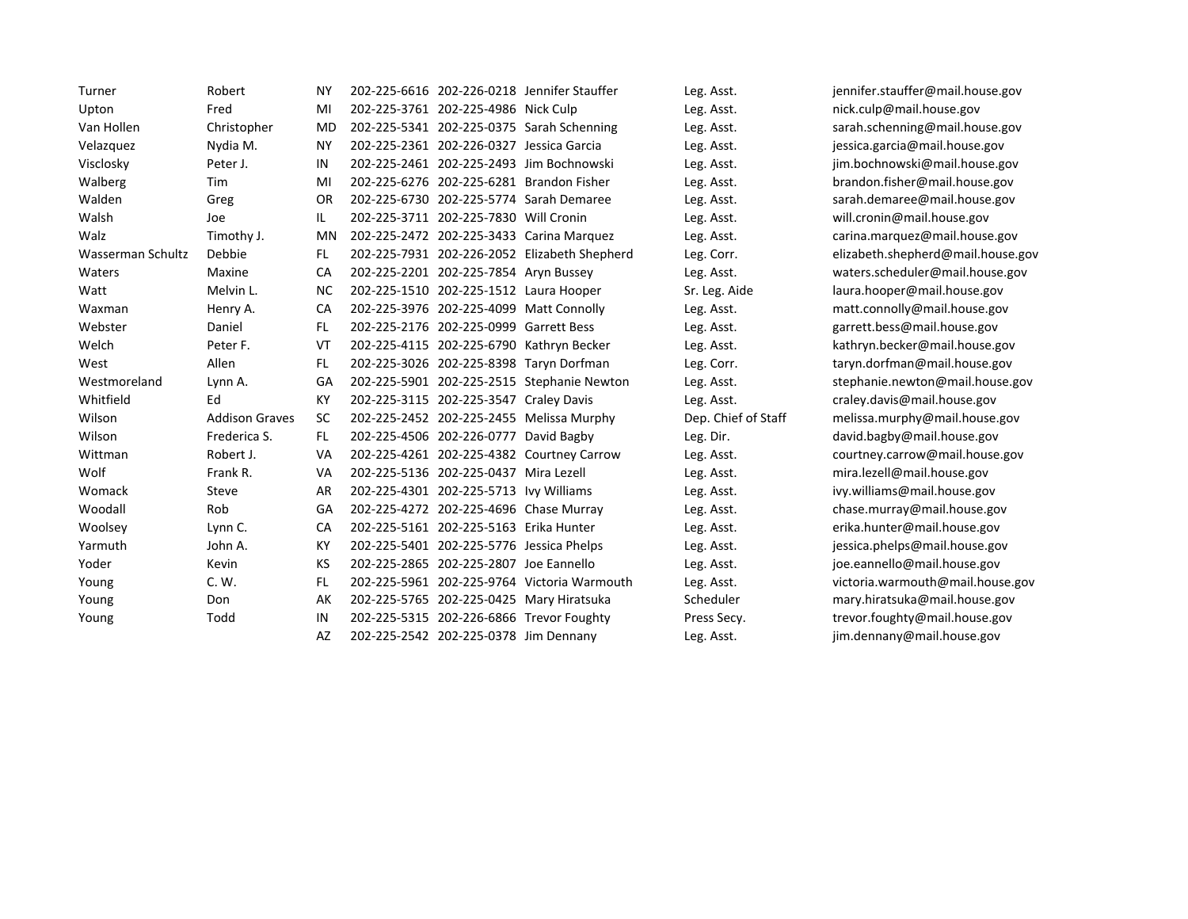| | | | | | | | |
|---|---|---|---|---|---|---|---|
| Turner | Robert | NY | 202-225-6616 | 202-226-0218 | Jennifer Stauffer | Leg. Asst. | jennifer.stauffer@mail.house.gov |
| Upton | Fred | MI | 202-225-3761 | 202-225-4986 | Nick Culp | Leg. Asst. | nick.culp@mail.house.gov |
| Van Hollen | Christopher | MD | 202-225-5341 | 202-225-0375 | Sarah Schenning | Leg. Asst. | sarah.schenning@mail.house.gov |
| Velazquez | Nydia M. | NY | 202-225-2361 | 202-226-0327 | Jessica Garcia | Leg. Asst. | jessica.garcia@mail.house.gov |
| Visclosky | Peter J. | IN | 202-225-2461 | 202-225-2493 | Jim Bochnowski | Leg. Asst. | jim.bochnowski@mail.house.gov |
| Walberg | Tim | MI | 202-225-6276 | 202-225-6281 | Brandon Fisher | Leg. Asst. | brandon.fisher@mail.house.gov |
| Walden | Greg | OR | 202-225-6730 | 202-225-5774 | Sarah Demaree | Leg. Asst. | sarah.demaree@mail.house.gov |
| Walsh | Joe | IL | 202-225-3711 | 202-225-7830 | Will Cronin | Leg. Asst. | will.cronin@mail.house.gov |
| Walz | Timothy J. | MN | 202-225-2472 | 202-225-3433 | Carina Marquez | Leg. Asst. | carina.marquez@mail.house.gov |
| Wasserman Schultz | Debbie | FL | 202-225-7931 | 202-226-2052 | Elizabeth Shepherd | Leg. Corr. | elizabeth.shepherd@mail.house.gov |
| Waters | Maxine | CA | 202-225-2201 | 202-225-7854 | Aryn Bussey | Leg. Asst. | waters.scheduler@mail.house.gov |
| Watt | Melvin L. | NC | 202-225-1510 | 202-225-1512 | Laura Hooper | Sr. Leg. Aide | laura.hooper@mail.house.gov |
| Waxman | Henry A. | CA | 202-225-3976 | 202-225-4099 | Matt Connolly | Leg. Asst. | matt.connolly@mail.house.gov |
| Webster | Daniel | FL | 202-225-2176 | 202-225-0999 | Garrett Bess | Leg. Asst. | garrett.bess@mail.house.gov |
| Welch | Peter F. | VT | 202-225-4115 | 202-225-6790 | Kathryn Becker | Leg. Asst. | kathryn.becker@mail.house.gov |
| West | Allen | FL | 202-225-3026 | 202-225-8398 | Taryn Dorfman | Leg. Corr. | taryn.dorfman@mail.house.gov |
| Westmoreland | Lynn A. | GA | 202-225-5901 | 202-225-2515 | Stephanie Newton | Leg. Asst. | stephanie.newton@mail.house.gov |
| Whitfield | Ed | KY | 202-225-3115 | 202-225-3547 | Craley Davis | Leg. Asst. | craley.davis@mail.house.gov |
| Wilson | Addison Graves | SC | 202-225-2452 | 202-225-2455 | Melissa Murphy | Dep. Chief of Staff | melissa.murphy@mail.house.gov |
| Wilson | Frederica S. | FL | 202-225-4506 | 202-226-0777 | David Bagby | Leg. Dir. | david.bagby@mail.house.gov |
| Wittman | Robert J. | VA | 202-225-4261 | 202-225-4382 | Courtney Carrow | Leg. Asst. | courtney.carrow@mail.house.gov |
| Wolf | Frank R. | VA | 202-225-5136 | 202-225-0437 | Mira Lezell | Leg. Asst. | mira.lezell@mail.house.gov |
| Womack | Steve | AR | 202-225-4301 | 202-225-5713 | Ivy Williams | Leg. Asst. | ivy.williams@mail.house.gov |
| Woodall | Rob | GA | 202-225-4272 | 202-225-4696 | Chase Murray | Leg. Asst. | chase.murray@mail.house.gov |
| Woolsey | Lynn C. | CA | 202-225-5161 | 202-225-5163 | Erika Hunter | Leg. Asst. | erika.hunter@mail.house.gov |
| Yarmuth | John A. | KY | 202-225-5401 | 202-225-5776 | Jessica Phelps | Leg. Asst. | jessica.phelps@mail.house.gov |
| Yoder | Kevin | KS | 202-225-2865 | 202-225-2807 | Joe Eannello | Leg. Asst. | joe.eannello@mail.house.gov |
| Young | C. W. | FL | 202-225-5961 | 202-225-9764 | Victoria Warmouth | Leg. Asst. | victoria.warmouth@mail.house.gov |
| Young | Don | AK | 202-225-5765 | 202-225-0425 | Mary Hiratsuka | Scheduler | mary.hiratsuka@mail.house.gov |
| Young | Todd | IN | 202-225-5315 | 202-226-6866 | Trevor Foughty | Press Secy. | trevor.foughty@mail.house.gov |
| | | AZ | 202-225-2542 | 202-225-0378 | Jim Dennany | Leg. Asst. | jim.dennany@mail.house.gov |